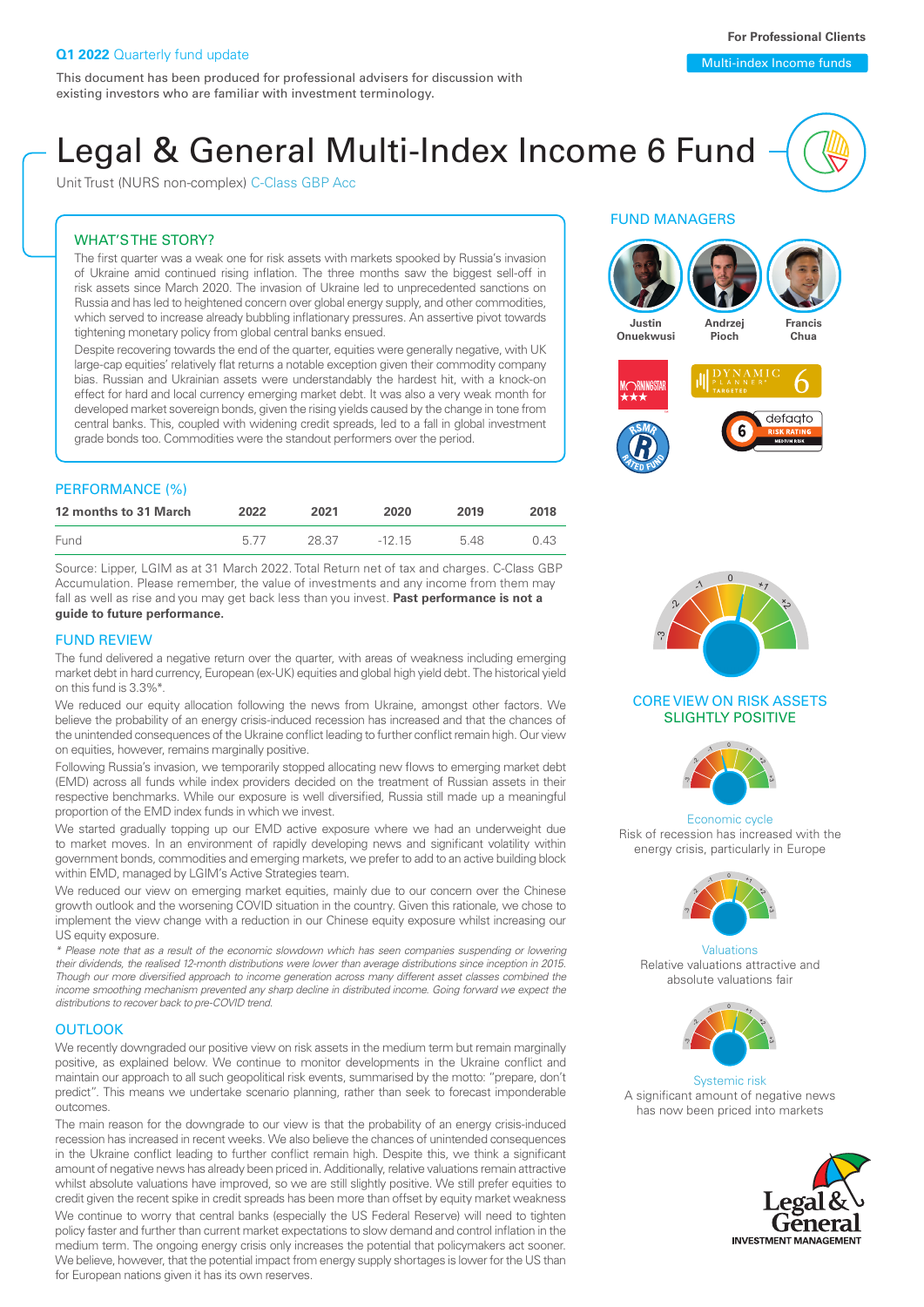**Q1 2022** Quarterly fund update

For Professional Clients

Multi-index Income funds

This document has been produced for professional advisers for discussion with existing investors who are familiar with investment terminology.

# Legal & General Multi-Index Income 6 Fund

Unit Trust (NURS non-complex) C-Class GBP Acc

## WHAT'S THE STORY?

The first quarter was a weak one for risk assets with markets spooked by Russia's invasion of Ukraine amid continued rising inflation. The three months saw the biggest sell-off in risk assets since March 2020. The invasion of Ukraine led to unprecedented sanctions on Russia and has led to heightened concern over global energy supply, and other commodities, which served to increase already bubbling inflationary pressures. An assertive pivot towards tightening monetary policy from global central banks ensued.

Despite recovering towards the end of the quarter, equities were generally negative, with UK large-cap equities' relatively flat returns a notable exception given their commodity company bias. Russian and Ukrainian assets were understandably the hardest hit, with a knock-on effect for hard and local currency emerging market debt. It was also a very weak month for developed market sovereign bonds, given the rising yields caused by the change in tone from central banks. This, coupled with widening credit spreads, led to a fall in global investment grade bonds too. Commodities were the standout performers over the period.

## PERFORMANCE (%)

| 12 months to 31 March | 2022 | 2021 | 2020 | 2019 | 2018 |
|---|---|---|---|---|---|
| Fund | 5.77 | 28.37 | -12.15 | 5.48 | 0.43 |

Source: Lipper, LGIM as at 31 March 2022. Total Return net of tax and charges. C-Class GBP Accumulation. Please remember, the value of investments and any income from them may fall as well as rise and you may get back less than you invest. **Past performance is not a guide to future performance.**

## FUND REVIEW

The fund delivered a negative return over the quarter, with areas of weakness including emerging market debt in hard currency, European (ex-UK) equities and global high yield debt. The historical yield on this fund is 3.3%*.

We reduced our equity allocation following the news from Ukraine, amongst other factors. We believe the probability of an energy crisis-induced recession has increased and that the chances of the unintended consequences of the Ukraine conflict leading to further conflict remain high. Our view on equities, however, remains marginally positive.

Following Russia's invasion, we temporarily stopped allocating new flows to emerging market debt (EMD) across all funds while index providers decided on the treatment of Russian assets in their respective benchmarks. While our exposure is well diversified, Russia still made up a meaningful proportion of the EMD index funds in which we invest.

We started gradually topping up our EMD active exposure where we had an underweight due to market moves. In an environment of rapidly developing news and significant volatility within government bonds, commodities and emerging markets, we prefer to add to an active building block within EMD, managed by LGIM's Active Strategies team.

We reduced our view on emerging market equities, mainly due to our concern over the Chinese growth outlook and the worsening COVID situation in the country. Given this rationale, we chose to implement the view change with a reduction in our Chinese equity exposure whilst increasing our US equity exposure.

*\* Please note that as a result of the economic slowdown which has seen companies suspending or lowering their dividends, the realised 12-month distributions were lower than average distributions since inception in 2015. Though our more diversified approach to income generation across many different asset classes combined the income smoothing mechanism prevented any sharp decline in distributed income. Going forward we expect the distributions to recover back to pre-COVID trend.*

## OUTLOOK

We recently downgraded our positive view on risk assets in the medium term but remain marginally positive, as explained below. We continue to monitor developments in the Ukraine conflict and maintain our approach to all such geopolitical risk events, summarised by the motto: "prepare, don't predict". This means we undertake scenario planning, rather than seek to forecast imponderable outcomes.

The main reason for the downgrade to our view is that the probability of an energy crisis-induced recession has increased in recent weeks. We also believe the chances of unintended consequences in the Ukraine conflict leading to further conflict remain high. Despite this, we think a significant amount of negative news has already been priced in. Additionally, relative valuations remain attractive whilst absolute valuations have improved, so we are still slightly positive. We still prefer equities to credit given the recent spike in credit spreads has been more than offset by equity market weakness.

We continue to worry that central banks (especially the US Federal Reserve) will need to tighten policy faster and further than current market expectations to slow demand and control inflation in the medium term. The ongoing energy crisis only increases the potential that policymakers act sooner. We believe, however, that the potential impact from energy supply shortages is lower for the US than for European nations given it has its own reserves.

## FUND MANAGERS

Justin Onuekwusi, Andrzej Pioch, Francis Chua

## CORE VIEW ON RISK ASSETS SLIGHTLY POSITIVE

**Economic cycle**
Risk of recession has increased with the energy crisis, particularly in Europe

**Valuations**
Relative valuations attractive and absolute valuations fair

**Systemic risk**
A significant amount of negative news has now been priced into markets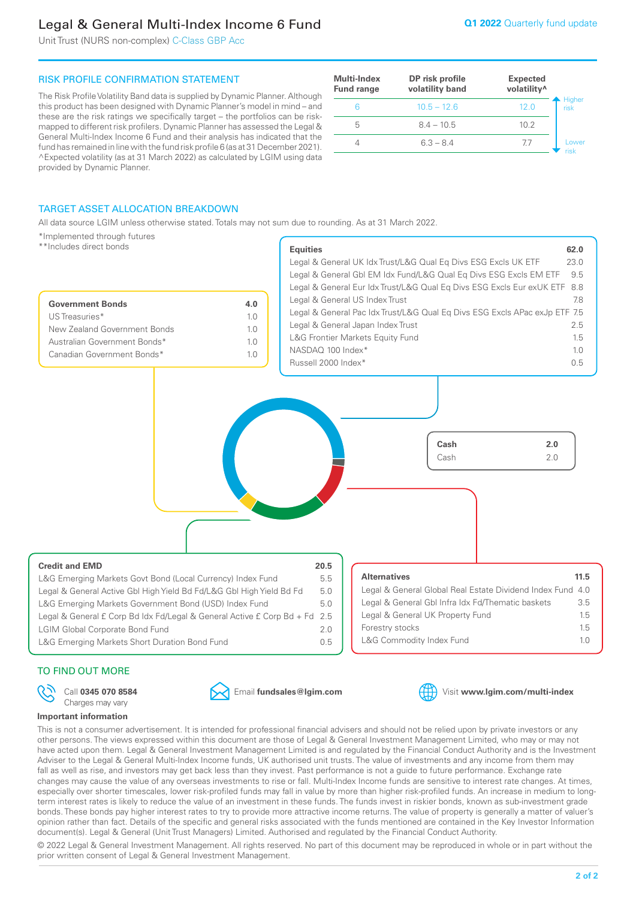# Legal & General Multi-Index Income 6 Fund

Unit Trust (NURS non-complex) C-Class GBP Acc

**Q1 2022** Quarterly fund update

## RISK PROFILE CONFIRMATION STATEMENT

The Risk Profile Volatility Band data is supplied by Dynamic Planner. Although this product has been designed with Dynamic Planner's model in mind – and these are the risk ratings we specifically target – the portfolios can be risk-mapped to different risk profilers. Dynamic Planner has assessed the Legal & General Multi-Index Income 6 Fund and their analysis has indicated that the fund has remained in line with the fund risk profile 6 (as at 31 December 2021). ^Expected volatility (as at 31 March 2022) as calculated by LGIM using data provided by Dynamic Planner.

| Multi-Index Fund range | DP risk profile volatility band | Expected volatility^ |
|---|---|---|
| 6 | 10.5 – 12.6 | 12.0 |
| 5 | 8.4 – 10.5 | 10.2 |
| 4 | 6.3 – 8.4 | 7.7 |

Higher risk

Lower risk

## TARGET ASSET ALLOCATION BREAKDOWN

All data source LGIM unless otherwise stated. Totals may not sum due to rounding. As at 31 March 2022.

*Implemented through futures
**Includes direct bonds

| **Equities** | **62.0** |
|---|---|
| Legal & General UK Idx Trust/L&G Qual Eq Divs ESG Excls UK ETF | 23.0 |
| Legal & General Gbl EM Idx Fund/L&G Qual Eq Divs ESG Excls EM ETF | 9.5 |
| Legal & General Eur Idx Trust/L&G Qual Eq Divs ESG Excls Eur exUK ETF | 8.8 |
| Legal & General US Index Trust | 7.8 |
| Legal & General Pac Idx Trust/L&G Qual Eq Divs ESG Excls APac exJp ETF | 7.5 |
| Legal & General Japan Index Trust | 2.5 |
| L&G Frontier Markets Equity Fund | 1.5 |
| NASDAQ 100 Index* | 1.0 |
| Russell 2000 Index* | 0.5 |

| **Government Bonds** | **4.0** |
|---|---|
| US Treasuries* | 1.0 |
| New Zealand Government Bonds | 1.0 |
| Australian Government Bonds* | 1.0 |
| Canadian Government Bonds* | 1.0 |

| **Cash** | **2.0** |
|---|---|
| Cash | 2.0 |

| **Credit and EMD** | **20.5** |
|---|---|
| L&G Emerging Markets Govt Bond (Local Currency) Index Fund | 5.5 |
| Legal & General Active Gbl High Yield Bd Fd/L&G Gbl High Yield Bd Fd | 5.0 |
| L&G Emerging Markets Government Bond (USD) Index Fund | 5.0 |
| Legal & General £ Corp Bd Idx Fd/Legal & General Active £ Corp Bd + Fd | 2.5 |
| LGIM Global Corporate Bond Fund | 2.0 |
| L&G Emerging Markets Short Duration Bond Fund | 0.5 |

| **Alternatives** | **11.5** |
|---|---|
| Legal & General Global Real Estate Dividend Index Fund | 4.0 |
| Legal & General Gbl Infra Idx Fd/Thematic baskets | 3.5 |
| Legal & General UK Property Fund | 1.5 |
| Forestry stocks | 1.5 |
| L&G Commodity Index Fund | 1.0 |

## TO FIND OUT MORE

Call **0345 070 8584**
Charges may vary

Email **fundsales@lgim.com**

Visit **www.lgim.com/multi-index**

### Important information

This is not a consumer advertisement. It is intended for professional financial advisers and should not be relied upon by private investors or any other persons. The views expressed within this document are those of Legal & General Investment Management, who may or may not have acted upon them. Legal & General Investment Management Limited is and regulated by the Financial Conduct Authority and is the Investment Adviser to the Legal & General Multi-Index Income funds, UK authorised unit trusts. The value of investments and any income from them may fall as well as rise, and investors may get back less than they invest. Past performance is not a guide to future performance. Exchange rate changes may cause the value of any overseas investments to rise or fall. Multi-Index Income funds are sensitive to interest rate changes. At times, especially over shorter timescales, lower risk-profiled funds may fall in value by more than higher risk-profiled funds. An increase in medium to long-term interest rates is likely to reduce the value of an investment in these funds. The funds invest in riskier bonds, known as sub-investment grade bonds. These bonds pay higher interest rates to try to provide more attractive income returns. The value of property is generally a matter of valuer's opinion rather than fact. Details of the specific and general risks associated with the funds mentioned are contained in the Key Investor Information document(s). Legal & General (Unit Trust Managers) Limited. Authorised and regulated by the Financial Conduct Authority.

© 2022 Legal & General Investment Management. All rights reserved. No part of this document may be reproduced in whole or in part without the prior written consent of Legal & General Investment Management.